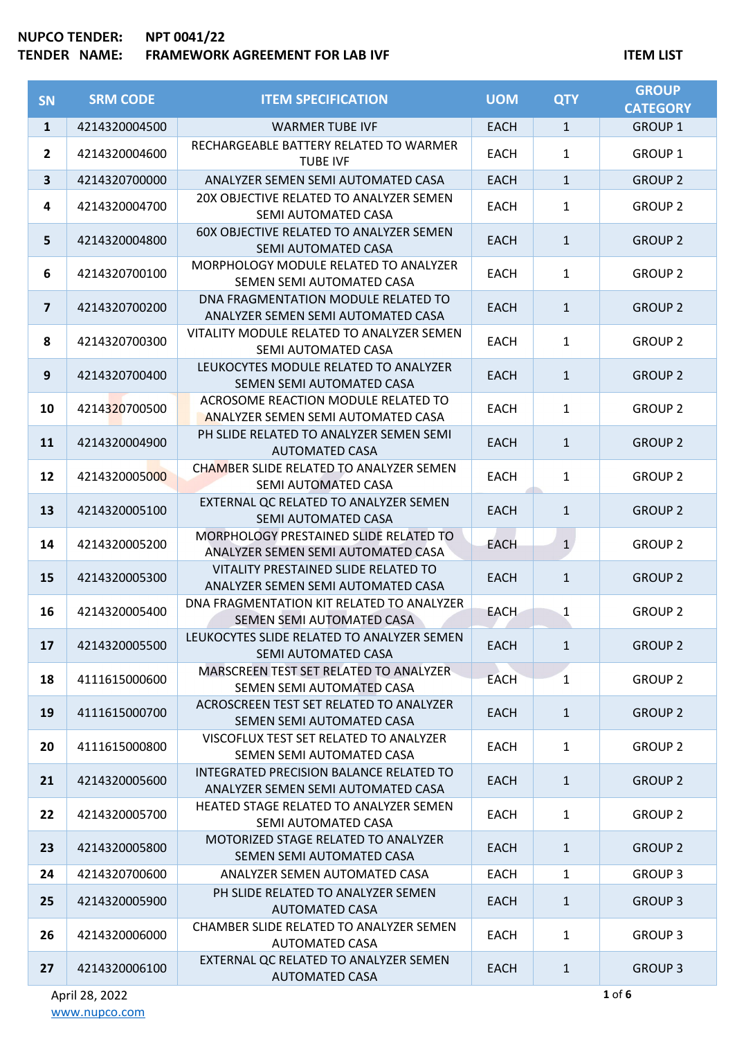**NUPCO TENDER:** NPT 0041/22
**TENDER NAME:** FRAMEWORK AGREEMENT FOR LAB IVF

**ITEM LIST**

| SN | SRM CODE | ITEM SPECIFICATION | UOM | QTY | GROUP CATEGORY |
|---|---|---|---|---|---|
| 1 | 4214320004500 | WARMER TUBE IVF | EACH | 1 | GROUP 1 |
| 2 | 4214320004600 | RECHARGEABLE BATTERY RELATED TO WARMER TUBE IVF | EACH | 1 | GROUP 1 |
| 3 | 4214320700000 | ANALYZER SEMEN SEMI AUTOMATED CASA | EACH | 1 | GROUP 2 |
| 4 | 4214320004700 | 20X OBJECTIVE RELATED TO ANALYZER SEMEN SEMI AUTOMATED CASA | EACH | 1 | GROUP 2 |
| 5 | 4214320004800 | 60X OBJECTIVE RELATED TO ANALYZER SEMEN SEMI AUTOMATED CASA | EACH | 1 | GROUP 2 |
| 6 | 4214320700100 | MORPHOLOGY MODULE RELATED TO ANALYZER SEMEN SEMI AUTOMATED CASA | EACH | 1 | GROUP 2 |
| 7 | 4214320700200 | DNA FRAGMENTATION MODULE RELATED TO ANALYZER SEMEN SEMI AUTOMATED CASA | EACH | 1 | GROUP 2 |
| 8 | 4214320700300 | VITALITY MODULE RELATED TO ANALYZER SEMEN SEMI AUTOMATED CASA | EACH | 1 | GROUP 2 |
| 9 | 4214320700400 | LEUKOCYTES MODULE RELATED TO ANALYZER SEMEN SEMI AUTOMATED CASA | EACH | 1 | GROUP 2 |
| 10 | 4214320700500 | ACROSOME REACTION MODULE RELATED TO ANALYZER SEMEN SEMI AUTOMATED CASA | EACH | 1 | GROUP 2 |
| 11 | 4214320004900 | PH SLIDE RELATED TO ANALYZER SEMEN SEMI AUTOMATED CASA | EACH | 1 | GROUP 2 |
| 12 | 4214320005000 | CHAMBER SLIDE RELATED TO ANALYZER SEMEN SEMI AUTOMATED CASA | EACH | 1 | GROUP 2 |
| 13 | 4214320005100 | EXTERNAL QC RELATED TO ANALYZER SEMEN SEMI AUTOMATED CASA | EACH | 1 | GROUP 2 |
| 14 | 4214320005200 | MORPHOLOGY PRESTAINED SLIDE RELATED TO ANALYZER SEMEN SEMI AUTOMATED CASA | EACH | 1 | GROUP 2 |
| 15 | 4214320005300 | VITALITY PRESTAINED SLIDE RELATED TO ANALYZER SEMEN SEMI AUTOMATED CASA | EACH | 1 | GROUP 2 |
| 16 | 4214320005400 | DNA FRAGMENTATION KIT RELATED TO ANALYZER SEMEN SEMI AUTOMATED CASA | EACH | 1 | GROUP 2 |
| 17 | 4214320005500 | LEUKOCYTES SLIDE RELATED TO ANALYZER SEMEN SEMI AUTOMATED CASA | EACH | 1 | GROUP 2 |
| 18 | 4111615000600 | MARSCREEN TEST SET RELATED TO ANALYZER SEMEN SEMI AUTOMATED CASA | EACH | 1 | GROUP 2 |
| 19 | 4111615000700 | ACROSCREEN TEST SET RELATED TO ANALYZER SEMEN SEMI AUTOMATED CASA | EACH | 1 | GROUP 2 |
| 20 | 4111615000800 | VISCOFLUX TEST SET RELATED TO ANALYZER SEMEN SEMI AUTOMATED CASA | EACH | 1 | GROUP 2 |
| 21 | 4214320005600 | INTEGRATED PRECISION BALANCE RELATED TO ANALYZER SEMEN SEMI AUTOMATED CASA | EACH | 1 | GROUP 2 |
| 22 | 4214320005700 | HEATED STAGE RELATED TO ANALYZER SEMEN SEMI AUTOMATED CASA | EACH | 1 | GROUP 2 |
| 23 | 4214320005800 | MOTORIZED STAGE RELATED TO ANALYZER SEMEN SEMI AUTOMATED CASA | EACH | 1 | GROUP 2 |
| 24 | 4214320700600 | ANALYZER SEMEN AUTOMATED CASA | EACH | 1 | GROUP 3 |
| 25 | 4214320005900 | PH SLIDE RELATED TO ANALYZER SEMEN AUTOMATED CASA | EACH | 1 | GROUP 3 |
| 26 | 4214320006000 | CHAMBER SLIDE RELATED TO ANALYZER SEMEN AUTOMATED CASA | EACH | 1 | GROUP 3 |
| 27 | 4214320006100 | EXTERNAL QC RELATED TO ANALYZER SEMEN AUTOMATED CASA | EACH | 1 | GROUP 3 |

April 28, 2022
www.nupco.com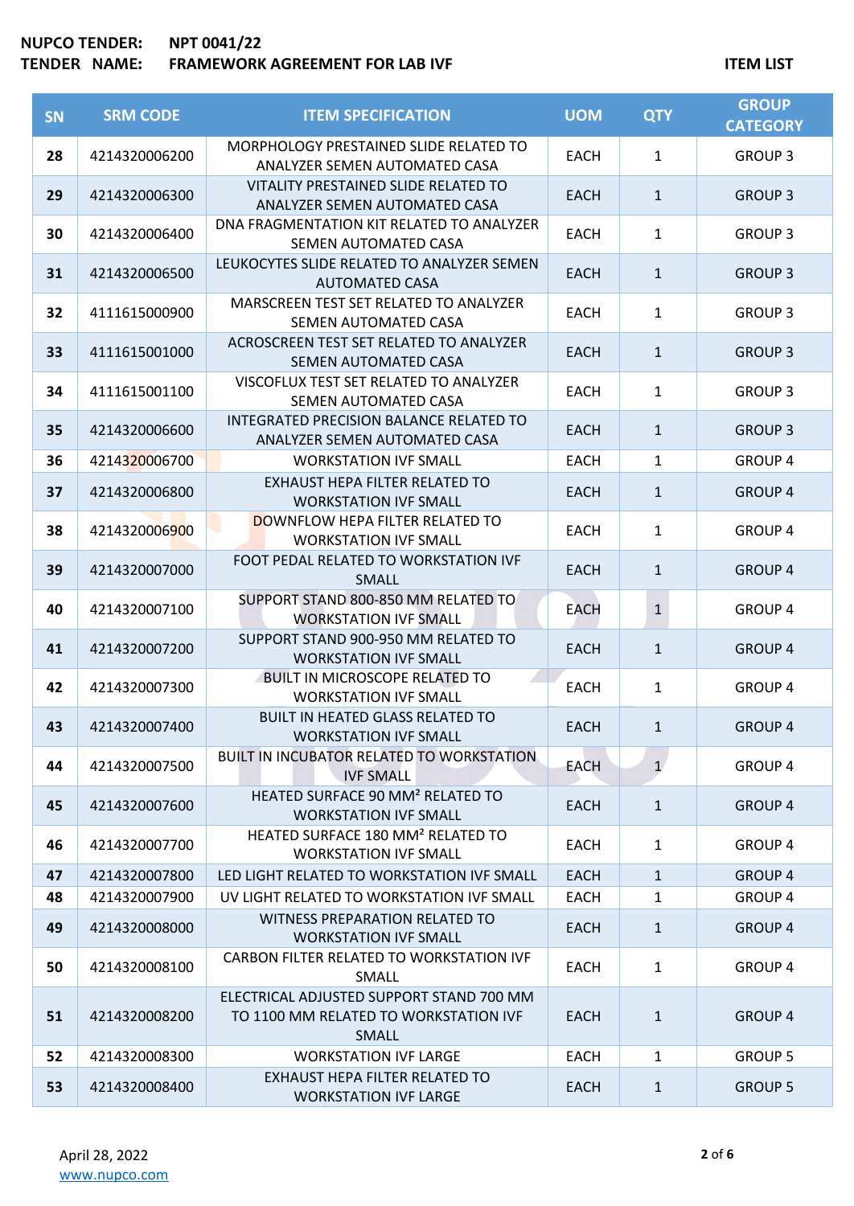**NUPCO TENDER:** NPT 0041/22
**TENDER NAME:** FRAMEWORK AGREEMENT FOR LAB IVF **ITEM LIST**

| SN | SRM CODE | ITEM SPECIFICATION | UOM | QTY | GROUP CATEGORY |
|---|---|---|---|---|---|
| 28 | 4214320006200 | MORPHOLOGY PRESTAINED SLIDE RELATED TO ANALYZER SEMEN AUTOMATED CASA | EACH | 1 | GROUP 3 |
| 29 | 4214320006300 | VITALITY PRESTAINED SLIDE RELATED TO ANALYZER SEMEN AUTOMATED CASA | EACH | 1 | GROUP 3 |
| 30 | 4214320006400 | DNA FRAGMENTATION KIT RELATED TO ANALYZER SEMEN AUTOMATED CASA | EACH | 1 | GROUP 3 |
| 31 | 4214320006500 | LEUKOCYTES SLIDE RELATED TO ANALYZER SEMEN AUTOMATED CASA | EACH | 1 | GROUP 3 |
| 32 | 4111615000900 | MARSCREEN TEST SET RELATED TO ANALYZER SEMEN AUTOMATED CASA | EACH | 1 | GROUP 3 |
| 33 | 4111615001000 | ACROSCREEN TEST SET RELATED TO ANALYZER SEMEN AUTOMATED CASA | EACH | 1 | GROUP 3 |
| 34 | 4111615001100 | VISCOFLUX TEST SET RELATED TO ANALYZER SEMEN AUTOMATED CASA | EACH | 1 | GROUP 3 |
| 35 | 4214320006600 | INTEGRATED PRECISION BALANCE RELATED TO ANALYZER SEMEN AUTOMATED CASA | EACH | 1 | GROUP 3 |
| 36 | 4214320006700 | WORKSTATION IVF SMALL | EACH | 1 | GROUP 4 |
| 37 | 4214320006800 | EXHAUST HEPA FILTER RELATED TO WORKSTATION IVF SMALL | EACH | 1 | GROUP 4 |
| 38 | 4214320006900 | DOWNFLOW HEPA FILTER RELATED TO WORKSTATION IVF SMALL | EACH | 1 | GROUP 4 |
| 39 | 4214320007000 | FOOT PEDAL RELATED TO WORKSTATION IVF SMALL | EACH | 1 | GROUP 4 |
| 40 | 4214320007100 | SUPPORT STAND 800-850 MM RELATED TO WORKSTATION IVF SMALL | EACH | 1 | GROUP 4 |
| 41 | 4214320007200 | SUPPORT STAND 900-950 MM RELATED TO WORKSTATION IVF SMALL | EACH | 1 | GROUP 4 |
| 42 | 4214320007300 | BUILT IN MICROSCOPE RELATED TO WORKSTATION IVF SMALL | EACH | 1 | GROUP 4 |
| 43 | 4214320007400 | BUILT IN HEATED GLASS RELATED TO WORKSTATION IVF SMALL | EACH | 1 | GROUP 4 |
| 44 | 4214320007500 | BUILT IN INCUBATOR RELATED TO WORKSTATION IVF SMALL | EACH | 1 | GROUP 4 |
| 45 | 4214320007600 | HEATED SURFACE 90 MM² RELATED TO WORKSTATION IVF SMALL | EACH | 1 | GROUP 4 |
| 46 | 4214320007700 | HEATED SURFACE 180 MM² RELATED TO WORKSTATION IVF SMALL | EACH | 1 | GROUP 4 |
| 47 | 4214320007800 | LED LIGHT RELATED TO WORKSTATION IVF SMALL | EACH | 1 | GROUP 4 |
| 48 | 4214320007900 | UV LIGHT RELATED TO WORKSTATION IVF SMALL | EACH | 1 | GROUP 4 |
| 49 | 4214320008000 | WITNESS PREPARATION RELATED TO WORKSTATION IVF SMALL | EACH | 1 | GROUP 4 |
| 50 | 4214320008100 | CARBON FILTER RELATED TO WORKSTATION IVF SMALL | EACH | 1 | GROUP 4 |
| 51 | 4214320008200 | ELECTRICAL ADJUSTED SUPPORT STAND 700 MM TO 1100 MM RELATED TO WORKSTATION IVF SMALL | EACH | 1 | GROUP 4 |
| 52 | 4214320008300 | WORKSTATION IVF LARGE | EACH | 1 | GROUP 5 |
| 53 | 4214320008400 | EXHAUST HEPA FILTER RELATED TO WORKSTATION IVF LARGE | EACH | 1 | GROUP 5 |

April 28, 2022
www.nupco.com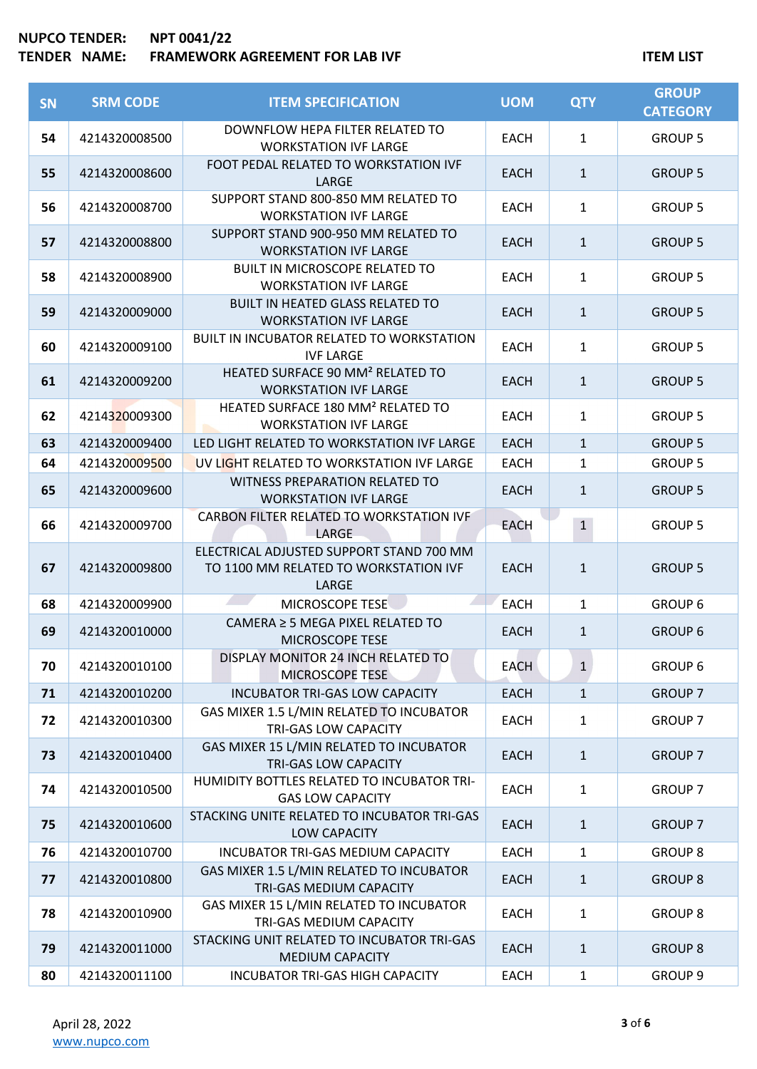**NUPCO TENDER:** NPT 0041/22

**TENDER NAME:** FRAMEWORK AGREEMENT FOR LAB IVF

**ITEM LIST**

| SN | SRM CODE | ITEM SPECIFICATION | UOM | QTY | GROUP CATEGORY |
|---|---|---|---|---|---|
| 54 | 4214320008500 | DOWNFLOW HEPA FILTER RELATED TO WORKSTATION IVF LARGE | EACH | 1 | GROUP 5 |
| 55 | 4214320008600 | FOOT PEDAL RELATED TO WORKSTATION IVF LARGE | EACH | 1 | GROUP 5 |
| 56 | 4214320008700 | SUPPORT STAND 800-850 MM RELATED TO WORKSTATION IVF LARGE | EACH | 1 | GROUP 5 |
| 57 | 4214320008800 | SUPPORT STAND 900-950 MM RELATED TO WORKSTATION IVF LARGE | EACH | 1 | GROUP 5 |
| 58 | 4214320008900 | BUILT IN MICROSCOPE RELATED TO WORKSTATION IVF LARGE | EACH | 1 | GROUP 5 |
| 59 | 4214320009000 | BUILT IN HEATED GLASS RELATED TO WORKSTATION IVF LARGE | EACH | 1 | GROUP 5 |
| 60 | 4214320009100 | BUILT IN INCUBATOR RELATED TO WORKSTATION IVF LARGE | EACH | 1 | GROUP 5 |
| 61 | 4214320009200 | HEATED SURFACE 90 MM² RELATED TO WORKSTATION IVF LARGE | EACH | 1 | GROUP 5 |
| 62 | 4214320009300 | HEATED SURFACE 180 MM² RELATED TO WORKSTATION IVF LARGE | EACH | 1 | GROUP 5 |
| 63 | 4214320009400 | LED LIGHT RELATED TO WORKSTATION IVF LARGE | EACH | 1 | GROUP 5 |
| 64 | 4214320009500 | UV LIGHT RELATED TO WORKSTATION IVF LARGE | EACH | 1 | GROUP 5 |
| 65 | 4214320009600 | WITNESS PREPARATION RELATED TO WORKSTATION IVF LARGE | EACH | 1 | GROUP 5 |
| 66 | 4214320009700 | CARBON FILTER RELATED TO WORKSTATION IVF LARGE | EACH | 1 | GROUP 5 |
| 67 | 4214320009800 | ELECTRICAL ADJUSTED SUPPORT STAND 700 MM TO 1100 MM RELATED TO WORKSTATION IVF LARGE | EACH | 1 | GROUP 5 |
| 68 | 4214320009900 | MICROSCOPE TESE | EACH | 1 | GROUP 6 |
| 69 | 4214320010000 | CAMERA ≥ 5 MEGA PIXEL RELATED TO MICROSCOPE TESE | EACH | 1 | GROUP 6 |
| 70 | 4214320010100 | DISPLAY MONITOR 24 INCH RELATED TO MICROSCOPE TESE | EACH | 1 | GROUP 6 |
| 71 | 4214320010200 | INCUBATOR TRI-GAS LOW CAPACITY | EACH | 1 | GROUP 7 |
| 72 | 4214320010300 | GAS MIXER 1.5 L/MIN RELATED TO INCUBATOR TRI-GAS LOW CAPACITY | EACH | 1 | GROUP 7 |
| 73 | 4214320010400 | GAS MIXER 15 L/MIN RELATED TO INCUBATOR TRI-GAS LOW CAPACITY | EACH | 1 | GROUP 7 |
| 74 | 4214320010500 | HUMIDITY BOTTLES RELATED TO INCUBATOR TRI-GAS LOW CAPACITY | EACH | 1 | GROUP 7 |
| 75 | 4214320010600 | STACKING UNITE RELATED TO INCUBATOR TRI-GAS LOW CAPACITY | EACH | 1 | GROUP 7 |
| 76 | 4214320010700 | INCUBATOR TRI-GAS MEDIUM CAPACITY | EACH | 1 | GROUP 8 |
| 77 | 4214320010800 | GAS MIXER 1.5 L/MIN RELATED TO INCUBATOR TRI-GAS MEDIUM CAPACITY | EACH | 1 | GROUP 8 |
| 78 | 4214320010900 | GAS MIXER 15 L/MIN RELATED TO INCUBATOR TRI-GAS MEDIUM CAPACITY | EACH | 1 | GROUP 8 |
| 79 | 4214320011000 | STACKING UNIT RELATED TO INCUBATOR TRI-GAS MEDIUM CAPACITY | EACH | 1 | GROUP 8 |
| 80 | 4214320011100 | INCUBATOR TRI-GAS HIGH CAPACITY | EACH | 1 | GROUP 9 |

April 28, 2022

www.nupco.com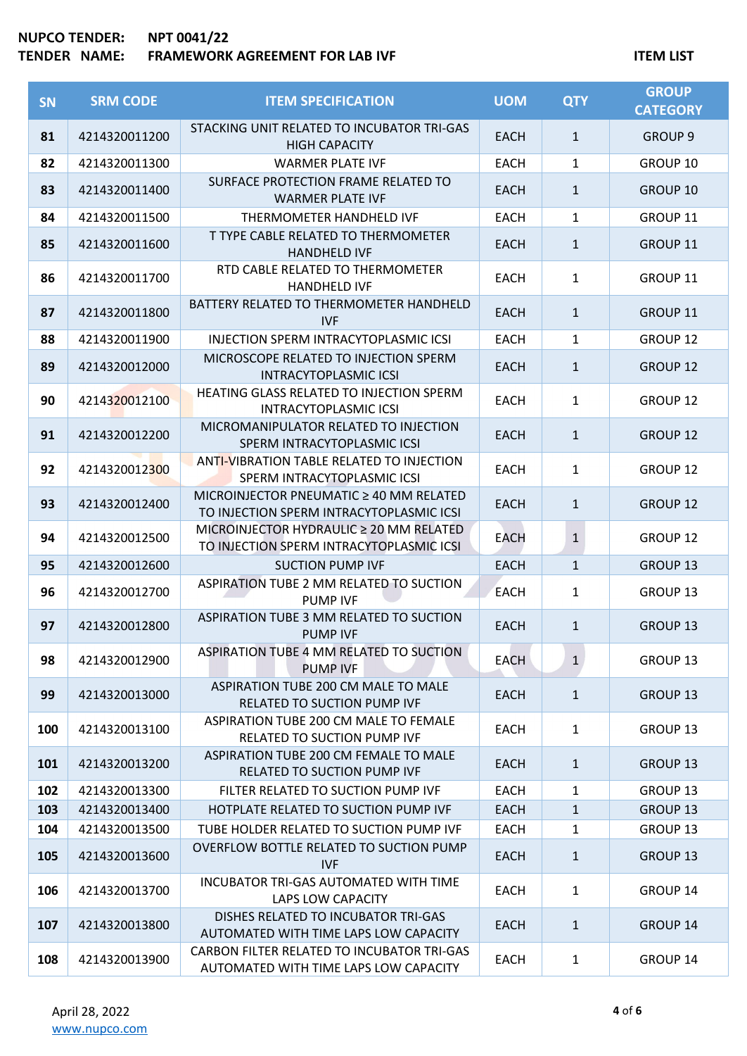**NUPCO TENDER:** NPT 0041/22
**TENDER NAME:** FRAMEWORK AGREEMENT FOR LAB IVF

**ITEM LIST**

| SN | SRM CODE | ITEM SPECIFICATION | UOM | QTY | GROUP CATEGORY |
|---|---|---|---|---|---|
| 81 | 4214320011200 | STACKING UNIT RELATED TO INCUBATOR TRI-GAS HIGH CAPACITY | EACH | 1 | GROUP 9 |
| 82 | 4214320011300 | WARMER PLATE IVF | EACH | 1 | GROUP 10 |
| 83 | 4214320011400 | SURFACE PROTECTION FRAME RELATED TO WARMER PLATE IVF | EACH | 1 | GROUP 10 |
| 84 | 4214320011500 | THERMOMETER HANDHELD IVF | EACH | 1 | GROUP 11 |
| 85 | 4214320011600 | T TYPE CABLE RELATED TO THERMOMETER HANDHELD IVF | EACH | 1 | GROUP 11 |
| 86 | 4214320011700 | RTD CABLE RELATED TO THERMOMETER HANDHELD IVF | EACH | 1 | GROUP 11 |
| 87 | 4214320011800 | BATTERY RELATED TO THERMOMETER HANDHELD IVF | EACH | 1 | GROUP 11 |
| 88 | 4214320011900 | INJECTION SPERM INTRACYTOPLASMIC ICSI | EACH | 1 | GROUP 12 |
| 89 | 4214320012000 | MICROSCOPE RELATED TO INJECTION SPERM INTRACYTOPLASMIC ICSI | EACH | 1 | GROUP 12 |
| 90 | 4214320012100 | HEATING GLASS RELATED TO INJECTION SPERM INTRACYTOPLASMIC ICSI | EACH | 1 | GROUP 12 |
| 91 | 4214320012200 | MICROMANIPULATOR RELATED TO INJECTION SPERM INTRACYTOPLASMIC ICSI | EACH | 1 | GROUP 12 |
| 92 | 4214320012300 | ANTI-VIBRATION TABLE RELATED TO INJECTION SPERM INTRACYTOPLASMIC ICSI | EACH | 1 | GROUP 12 |
| 93 | 4214320012400 | MICROINJECTOR PNEUMATIC ≥ 40 MM RELATED TO INJECTION SPERM INTRACYTOPLASMIC ICSI | EACH | 1 | GROUP 12 |
| 94 | 4214320012500 | MICROINJECTOR HYDRAULIC ≥ 20 MM RELATED TO INJECTION SPERM INTRACYTOPLASMIC ICSI | EACH | 1 | GROUP 12 |
| 95 | 4214320012600 | SUCTION PUMP IVF | EACH | 1 | GROUP 13 |
| 96 | 4214320012700 | ASPIRATION TUBE 2 MM RELATED TO SUCTION PUMP IVF | EACH | 1 | GROUP 13 |
| 97 | 4214320012800 | ASPIRATION TUBE 3 MM RELATED TO SUCTION PUMP IVF | EACH | 1 | GROUP 13 |
| 98 | 4214320012900 | ASPIRATION TUBE 4 MM RELATED TO SUCTION PUMP IVF | EACH | 1 | GROUP 13 |
| 99 | 4214320013000 | ASPIRATION TUBE 200 CM MALE TO MALE RELATED TO SUCTION PUMP IVF | EACH | 1 | GROUP 13 |
| 100 | 4214320013100 | ASPIRATION TUBE 200 CM MALE TO FEMALE RELATED TO SUCTION PUMP IVF | EACH | 1 | GROUP 13 |
| 101 | 4214320013200 | ASPIRATION TUBE 200 CM FEMALE TO MALE RELATED TO SUCTION PUMP IVF | EACH | 1 | GROUP 13 |
| 102 | 4214320013300 | FILTER RELATED TO SUCTION PUMP IVF | EACH | 1 | GROUP 13 |
| 103 | 4214320013400 | HOTPLATE RELATED TO SUCTION PUMP IVF | EACH | 1 | GROUP 13 |
| 104 | 4214320013500 | TUBE HOLDER RELATED TO SUCTION PUMP IVF | EACH | 1 | GROUP 13 |
| 105 | 4214320013600 | OVERFLOW BOTTLE RELATED TO SUCTION PUMP IVF | EACH | 1 | GROUP 13 |
| 106 | 4214320013700 | INCUBATOR TRI-GAS AUTOMATED WITH TIME LAPS LOW CAPACITY | EACH | 1 | GROUP 14 |
| 107 | 4214320013800 | DISHES RELATED TO INCUBATOR TRI-GAS AUTOMATED WITH TIME LAPS LOW CAPACITY | EACH | 1 | GROUP 14 |
| 108 | 4214320013900 | CARBON FILTER RELATED TO INCUBATOR TRI-GAS AUTOMATED WITH TIME LAPS LOW CAPACITY | EACH | 1 | GROUP 14 |

April 28, 2022
www.nupco.com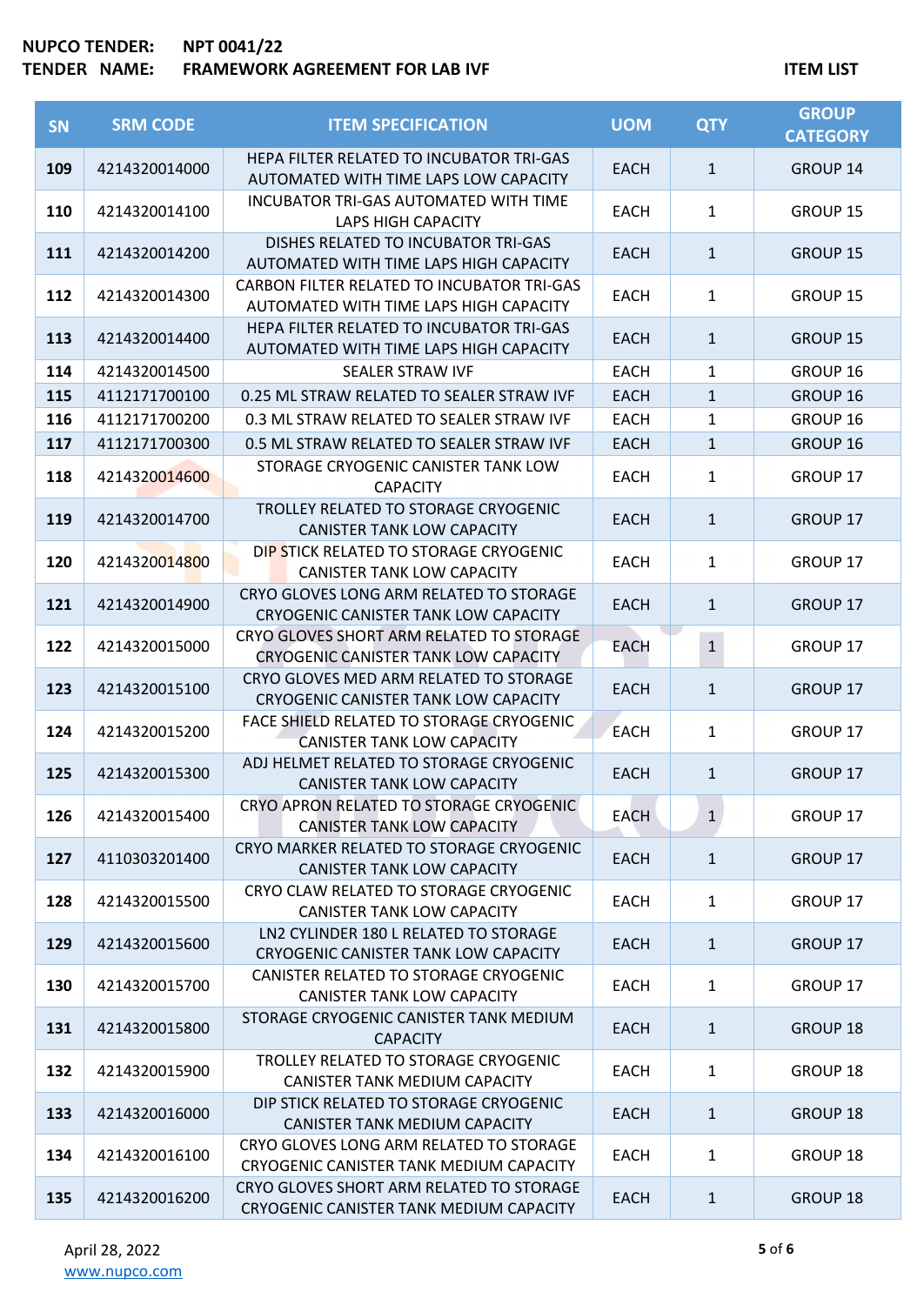**NUPCO TENDER:** **NPT 0041/22**
**TENDER NAME:** **FRAMEWORK AGREEMENT FOR LAB IVF** **ITEM LIST**

| SN | SRM CODE | ITEM SPECIFICATION | UOM | QTY | GROUP CATEGORY |
|---|---|---|---|---|---|
| 109 | 4214320014000 | HEPA FILTER RELATED TO INCUBATOR TRI-GAS AUTOMATED WITH TIME LAPS LOW CAPACITY | EACH | 1 | GROUP 14 |
| 110 | 4214320014100 | INCUBATOR TRI-GAS AUTOMATED WITH TIME LAPS HIGH CAPACITY | EACH | 1 | GROUP 15 |
| 111 | 4214320014200 | DISHES RELATED TO INCUBATOR TRI-GAS AUTOMATED WITH TIME LAPS HIGH CAPACITY | EACH | 1 | GROUP 15 |
| 112 | 4214320014300 | CARBON FILTER RELATED TO INCUBATOR TRI-GAS AUTOMATED WITH TIME LAPS HIGH CAPACITY | EACH | 1 | GROUP 15 |
| 113 | 4214320014400 | HEPA FILTER RELATED TO INCUBATOR TRI-GAS AUTOMATED WITH TIME LAPS HIGH CAPACITY | EACH | 1 | GROUP 15 |
| 114 | 4214320014500 | SEALER STRAW IVF | EACH | 1 | GROUP 16 |
| 115 | 4112171700100 | 0.25 ML STRAW RELATED TO SEALER STRAW IVF | EACH | 1 | GROUP 16 |
| 116 | 4112171700200 | 0.3 ML STRAW RELATED TO SEALER STRAW IVF | EACH | 1 | GROUP 16 |
| 117 | 4112171700300 | 0.5 ML STRAW RELATED TO SEALER STRAW IVF | EACH | 1 | GROUP 16 |
| 118 | 4214320014600 | STORAGE CRYOGENIC CANISTER TANK LOW CAPACITY | EACH | 1 | GROUP 17 |
| 119 | 4214320014700 | TROLLEY RELATED TO STORAGE CRYOGENIC CANISTER TANK LOW CAPACITY | EACH | 1 | GROUP 17 |
| 120 | 4214320014800 | DIP STICK RELATED TO STORAGE CRYOGENIC CANISTER TANK LOW CAPACITY | EACH | 1 | GROUP 17 |
| 121 | 4214320014900 | CRYO GLOVES LONG ARM RELATED TO STORAGE CRYOGENIC CANISTER TANK LOW CAPACITY | EACH | 1 | GROUP 17 |
| 122 | 4214320015000 | CRYO GLOVES SHORT ARM RELATED TO STORAGE CRYOGENIC CANISTER TANK LOW CAPACITY | EACH | 1 | GROUP 17 |
| 123 | 4214320015100 | CRYO GLOVES MED ARM RELATED TO STORAGE CRYOGENIC CANISTER TANK LOW CAPACITY | EACH | 1 | GROUP 17 |
| 124 | 4214320015200 | FACE SHIELD RELATED TO STORAGE CRYOGENIC CANISTER TANK LOW CAPACITY | EACH | 1 | GROUP 17 |
| 125 | 4214320015300 | ADJ HELMET RELATED TO STORAGE CRYOGENIC CANISTER TANK LOW CAPACITY | EACH | 1 | GROUP 17 |
| 126 | 4214320015400 | CRYO APRON RELATED TO STORAGE CRYOGENIC CANISTER TANK LOW CAPACITY | EACH | 1 | GROUP 17 |
| 127 | 4110303201400 | CRYO MARKER RELATED TO STORAGE CRYOGENIC CANISTER TANK LOW CAPACITY | EACH | 1 | GROUP 17 |
| 128 | 4214320015500 | CRYO CLAW RELATED TO STORAGE CRYOGENIC CANISTER TANK LOW CAPACITY | EACH | 1 | GROUP 17 |
| 129 | 4214320015600 | LN2 CYLINDER 180 L RELATED TO STORAGE CRYOGENIC CANISTER TANK LOW CAPACITY | EACH | 1 | GROUP 17 |
| 130 | 4214320015700 | CANISTER RELATED TO STORAGE CRYOGENIC CANISTER TANK LOW CAPACITY | EACH | 1 | GROUP 17 |
| 131 | 4214320015800 | STORAGE CRYOGENIC CANISTER TANK MEDIUM CAPACITY | EACH | 1 | GROUP 18 |
| 132 | 4214320015900 | TROLLEY RELATED TO STORAGE CRYOGENIC CANISTER TANK MEDIUM CAPACITY | EACH | 1 | GROUP 18 |
| 133 | 4214320016000 | DIP STICK RELATED TO STORAGE CRYOGENIC CANISTER TANK MEDIUM CAPACITY | EACH | 1 | GROUP 18 |
| 134 | 4214320016100 | CRYO GLOVES LONG ARM RELATED TO STORAGE CRYOGENIC CANISTER TANK MEDIUM CAPACITY | EACH | 1 | GROUP 18 |
| 135 | 4214320016200 | CRYO GLOVES SHORT ARM RELATED TO STORAGE CRYOGENIC CANISTER TANK MEDIUM CAPACITY | EACH | 1 | GROUP 18 |

April 28, 2022
www.nupco.com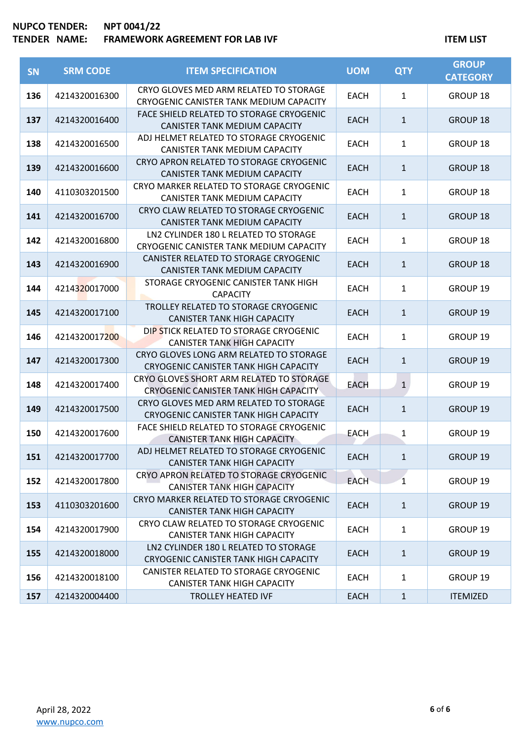**NUPCO TENDER:** NPT 0041/22
**TENDER NAME:** FRAMEWORK AGREEMENT FOR LAB IVF

**ITEM LIST**

| SN | SRM CODE | ITEM SPECIFICATION | UOM | QTY | GROUP CATEGORY |
|---|---|---|---|---|---|
| 136 | 4214320016300 | CRYO GLOVES MED ARM RELATED TO STORAGE CRYOGENIC CANISTER TANK MEDIUM CAPACITY | EACH | 1 | GROUP 18 |
| 137 | 4214320016400 | FACE SHIELD RELATED TO STORAGE CRYOGENIC CANISTER TANK MEDIUM CAPACITY | EACH | 1 | GROUP 18 |
| 138 | 4214320016500 | ADJ HELMET RELATED TO STORAGE CRYOGENIC CANISTER TANK MEDIUM CAPACITY | EACH | 1 | GROUP 18 |
| 139 | 4214320016600 | CRYO APRON RELATED TO STORAGE CRYOGENIC CANISTER TANK MEDIUM CAPACITY | EACH | 1 | GROUP 18 |
| 140 | 4110303201500 | CRYO MARKER RELATED TO STORAGE CRYOGENIC CANISTER TANK MEDIUM CAPACITY | EACH | 1 | GROUP 18 |
| 141 | 4214320016700 | CRYO CLAW RELATED TO STORAGE CRYOGENIC CANISTER TANK MEDIUM CAPACITY | EACH | 1 | GROUP 18 |
| 142 | 4214320016800 | LN2 CYLINDER 180 L RELATED TO STORAGE CRYOGENIC CANISTER TANK MEDIUM CAPACITY | EACH | 1 | GROUP 18 |
| 143 | 4214320016900 | CANISTER RELATED TO STORAGE CRYOGENIC CANISTER TANK MEDIUM CAPACITY | EACH | 1 | GROUP 18 |
| 144 | 4214320017000 | STORAGE CRYOGENIC CANISTER TANK HIGH CAPACITY | EACH | 1 | GROUP 19 |
| 145 | 4214320017100 | TROLLEY RELATED TO STORAGE CRYOGENIC CANISTER TANK HIGH CAPACITY | EACH | 1 | GROUP 19 |
| 146 | 4214320017200 | DIP STICK RELATED TO STORAGE CRYOGENIC CANISTER TANK HIGH CAPACITY | EACH | 1 | GROUP 19 |
| 147 | 4214320017300 | CRYO GLOVES LONG ARM RELATED TO STORAGE CRYOGENIC CANISTER TANK HIGH CAPACITY | EACH | 1 | GROUP 19 |
| 148 | 4214320017400 | CRYO GLOVES SHORT ARM RELATED TO STORAGE CRYOGENIC CANISTER TANK HIGH CAPACITY | EACH | 1 | GROUP 19 |
| 149 | 4214320017500 | CRYO GLOVES MED ARM RELATED TO STORAGE CRYOGENIC CANISTER TANK HIGH CAPACITY | EACH | 1 | GROUP 19 |
| 150 | 4214320017600 | FACE SHIELD RELATED TO STORAGE CRYOGENIC CANISTER TANK HIGH CAPACITY | EACH | 1 | GROUP 19 |
| 151 | 4214320017700 | ADJ HELMET RELATED TO STORAGE CRYOGENIC CANISTER TANK HIGH CAPACITY | EACH | 1 | GROUP 19 |
| 152 | 4214320017800 | CRYO APRON RELATED TO STORAGE CRYOGENIC CANISTER TANK HIGH CAPACITY | EACH | 1 | GROUP 19 |
| 153 | 4110303201600 | CRYO MARKER RELATED TO STORAGE CRYOGENIC CANISTER TANK HIGH CAPACITY | EACH | 1 | GROUP 19 |
| 154 | 4214320017900 | CRYO CLAW RELATED TO STORAGE CRYOGENIC CANISTER TANK HIGH CAPACITY | EACH | 1 | GROUP 19 |
| 155 | 4214320018000 | LN2 CYLINDER 180 L RELATED TO STORAGE CRYOGENIC CANISTER TANK HIGH CAPACITY | EACH | 1 | GROUP 19 |
| 156 | 4214320018100 | CANISTER RELATED TO STORAGE CRYOGENIC CANISTER TANK HIGH CAPACITY | EACH | 1 | GROUP 19 |
| 157 | 4214320004400 | TROLLEY HEATED IVF | EACH | 1 | ITEMIZED |

April 28, 2022
www.nupco.com